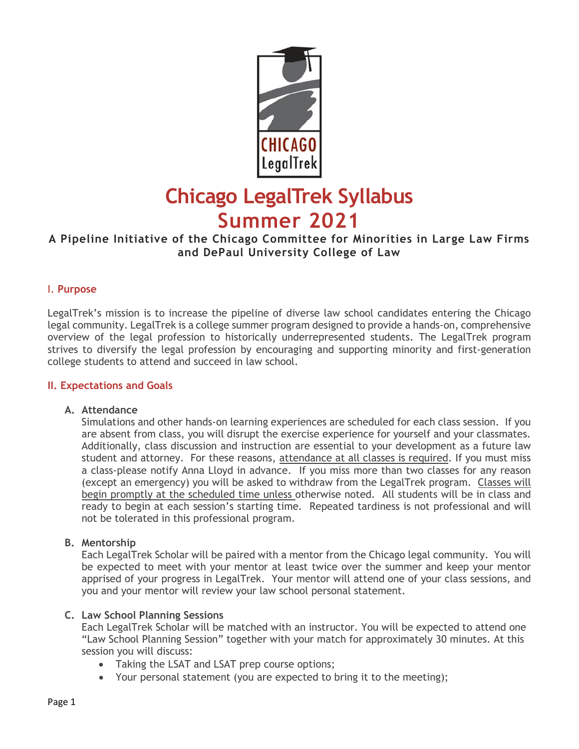# Chicago LegalTrek Syllabus
# Summer 2021

**A Pipeline Initiative of the Chicago Committee for Minorities in Large Law Firms and DePaul University College of Law**

## I. Purpose

LegalTrek's mission is to increase the pipeline of diverse law school candidates entering the Chicago legal community. LegalTrek is a college summer program designed to provide a hands-on, comprehensive overview of the legal profession to historically underrepresented students. The LegalTrek program strives to diversify the legal profession by encouraging and supporting minority and first-generation college students to attend and succeed in law school.

## II. Expectations and Goals

### A. Attendance

Simulations and other hands-on learning experiences are scheduled for each class session. If you are absent from class, you will disrupt the exercise experience for yourself and your classmates. Additionally, class discussion and instruction are essential to your development as a future law student and attorney. For these reasons, attendance at all classes is required. If you must miss a class-please notify Anna Lloyd in advance. If you miss more than two classes for any reason (except an emergency) you will be asked to withdraw from the LegalTrek program. Classes will begin promptly at the scheduled time unless otherwise noted. All students will be in class and ready to begin at each session's starting time. Repeated tardiness is not professional and will not be tolerated in this professional program.

### B. Mentorship

Each LegalTrek Scholar will be paired with a mentor from the Chicago legal community. You will be expected to meet with your mentor at least twice over the summer and keep your mentor apprised of your progress in LegalTrek. Your mentor will attend one of your class sessions, and you and your mentor will review your law school personal statement.

### C. Law School Planning Sessions

Each LegalTrek Scholar will be matched with an instructor. You will be expected to attend one "Law School Planning Session" together with your match for approximately 30 minutes. At this session you will discuss:

- Taking the LSAT and LSAT prep course options;
- Your personal statement (you are expected to bring it to the meeting);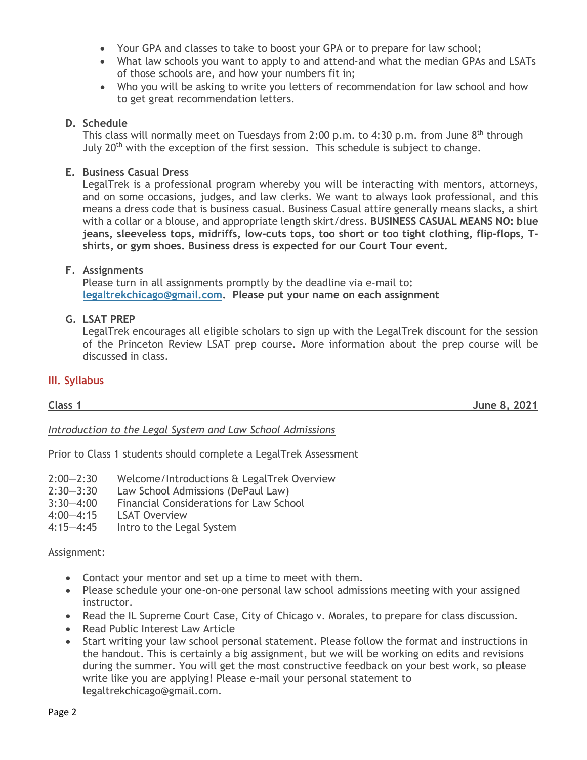- Your GPA and classes to take to boost your GPA or to prepare for law school;
- What law schools you want to apply to and attend-and what the median GPAs and LSATs of those schools are, and how your numbers fit in;
- Who you will be asking to write you letters of recommendation for law school and how to get great recommendation letters.

### D. Schedule

This class will normally meet on Tuesdays from 2:00 p.m. to 4:30 p.m. from June 8th through July 20th with the exception of the first session. This schedule is subject to change.

### E. Business Casual Dress

LegalTrek is a professional program whereby you will be interacting with mentors, attorneys, and on some occasions, judges, and law clerks. We want to always look professional, and this means a dress code that is business casual. Business Casual attire generally means slacks, a shirt with a collar or a blouse, and appropriate length skirt/dress. **BUSINESS CASUAL MEANS NO: blue jeans, sleeveless tops, midriffs, low-cuts tops, too short or too tight clothing, flip-flops, T-shirts, or gym shoes. Business dress is expected for our Court Tour event.**

### F. Assignments

Please turn in all assignments promptly by the deadline via e-mail to: **legaltrekchicago@gmail.com**. **Please put your name on each assignment**

### G. LSAT PREP

LegalTrek encourages all eligible scholars to sign up with the LegalTrek discount for the session of the Princeton Review LSAT prep course. More information about the prep course will be discussed in class.

## III. Syllabus

**Class 1** **June 8, 2021**

*Introduction to the Legal System and Law School Admissions*

Prior to Class 1 students should complete a LegalTrek Assessment

2:00—2:30 Welcome/Introductions & LegalTrek Overview
2:30—3:30 Law School Admissions (DePaul Law)
3:30—4:00 Financial Considerations for Law School
4:00—4:15 LSAT Overview
4:15—4:45 Intro to the Legal System

Assignment:

- Contact your mentor and set up a time to meet with them.
- Please schedule your one-on-one personal law school admissions meeting with your assigned instructor.
- Read the IL Supreme Court Case, City of Chicago v. Morales, to prepare for class discussion.
- Read Public Interest Law Article
- Start writing your law school personal statement. Please follow the format and instructions in the handout. This is certainly a big assignment, but we will be working on edits and revisions during the summer. You will get the most constructive feedback on your best work, so please write like you are applying! Please e-mail your personal statement to legaltrekchicago@gmail.com.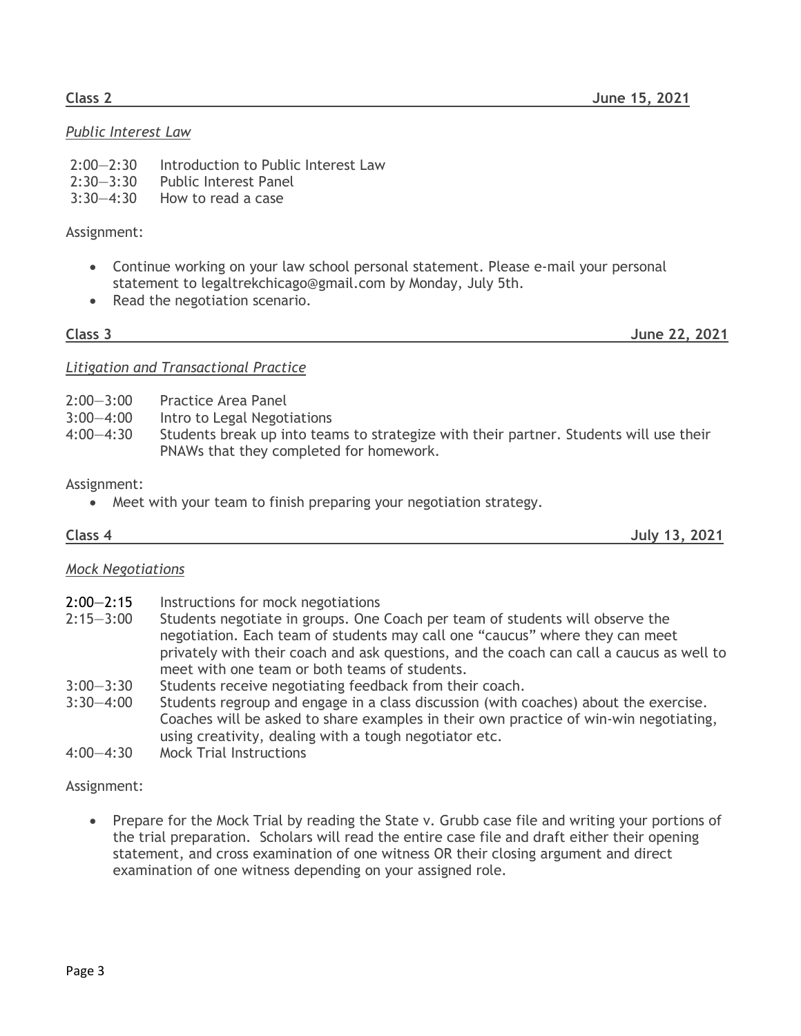**Class 2** **June 15, 2021**

*Public Interest Law*

2:00—2:30 Introduction to Public Interest Law
2:30—3:30 Public Interest Panel
3:30—4:30 How to read a case

Assignment:

- Continue working on your law school personal statement. Please e-mail your personal statement to legaltrekchicago@gmail.com by Monday, July 5th.
- Read the negotiation scenario.

**Class 3** **June 22, 2021**

*Litigation and Transactional Practice*

2:00—3:00 Practice Area Panel
3:00—4:00 Intro to Legal Negotiations
4:00—4:30 Students break up into teams to strategize with their partner. Students will use their PNAWs that they completed for homework.

Assignment:

- Meet with your team to finish preparing your negotiation strategy.

**Class 4** **July 13, 2021**

*Mock Negotiations*

2:00—2:15 Instructions for mock negotiations
2:15—3:00 Students negotiate in groups. One Coach per team of students will observe the negotiation. Each team of students may call one "caucus" where they can meet privately with their coach and ask questions, and the coach can call a caucus as well to meet with one team or both teams of students.
3:00—3:30 Students receive negotiating feedback from their coach.
3:30—4:00 Students regroup and engage in a class discussion (with coaches) about the exercise. Coaches will be asked to share examples in their own practice of win-win negotiating, using creativity, dealing with a tough negotiator etc.
4:00—4:30 Mock Trial Instructions

Assignment:

- Prepare for the Mock Trial by reading the State v. Grubb case file and writing your portions of the trial preparation. Scholars will read the entire case file and draft either their opening statement, and cross examination of one witness OR their closing argument and direct examination of one witness depending on your assigned role.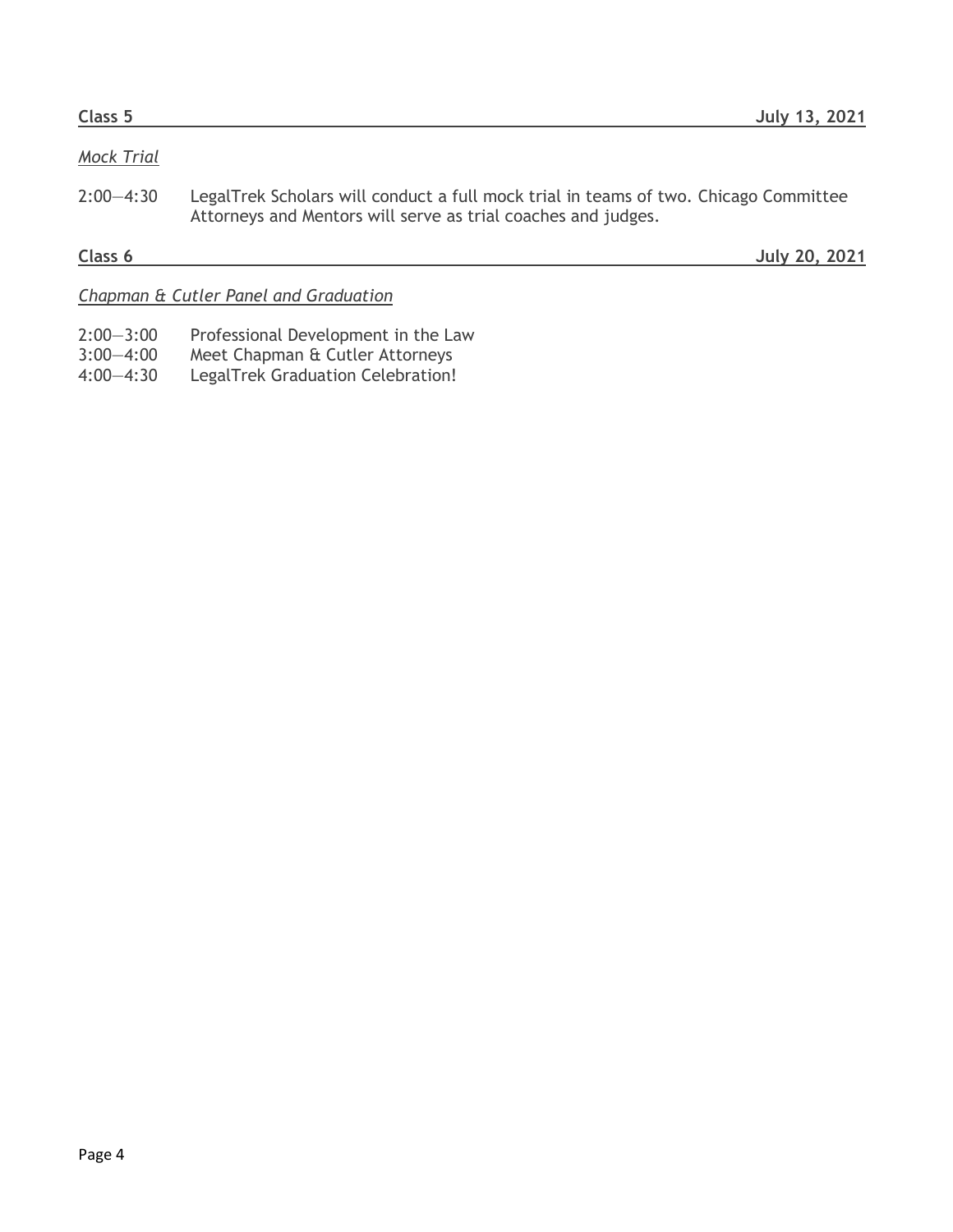**Class 5** **July 13, 2021**

*Mock Trial*

2:00—4:30 LegalTrek Scholars will conduct a full mock trial in teams of two. Chicago Committee Attorneys and Mentors will serve as trial coaches and judges.

**Class 6** **July 20, 2021**

*Chapman & Cutler Panel and Graduation*

2:00—3:00 Professional Development in the Law
3:00—4:00 Meet Chapman & Cutler Attorneys
4:00—4:30 LegalTrek Graduation Celebration!